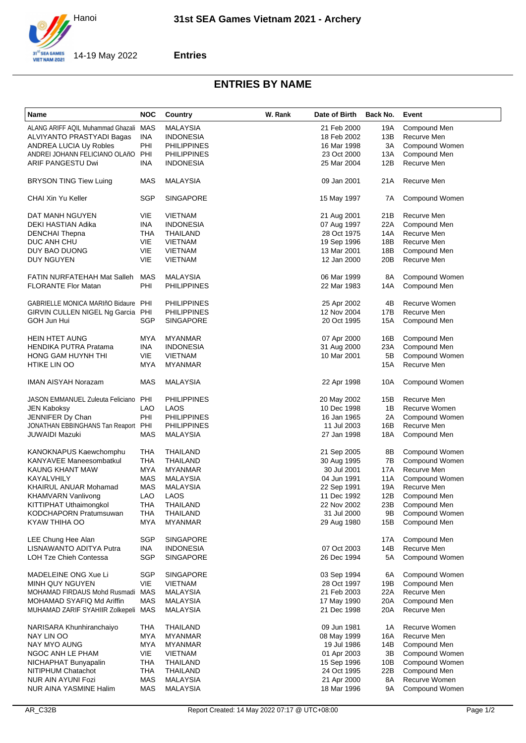# 31st SEA Games Vietnam 2021 - Archery

Hanoi

14-19 May 2022

**Entries**

## ENTRIES BY NAME

| Name | NOC | Country | W. Rank | Date of Birth | Back No. | Event |
|---|---|---|---|---|---|---|
| ALANG ARIFF AQIL Muhammad Ghazali | MAS | MALAYSIA | | 21 Feb 2000 | 19A | Compound Men |
| ALVIYANTO PRASTYADI Bagas | INA | INDONESIA | | 18 Feb 2002 | 13B | Recurve Men |
| ANDREA LUCIA Uy Robles | PHI | PHILIPPINES | | 16 Mar 1998 | 3A | Compound Women |
| ANDREI JOHANN FELICIANO OLAñO | PHI | PHILIPPINES | | 23 Oct 2000 | 13A | Compound Men |
| ARIF PANGESTU Dwi | INA | INDONESIA | | 25 Mar 2004 | 12B | Recurve Men |
| BRYSON TING Tiew Luing | MAS | MALAYSIA | | 09 Jan 2001 | 21A | Recurve Men |
| CHAI Xin Yu Keller | SGP | SINGAPORE | | 15 May 1997 | 7A | Compound Women |
| DAT MANH NGUYEN | VIE | VIETNAM | | 21 Aug 2001 | 21B | Recurve Men |
| DEKI HASTIAN Adika | INA | INDONESIA | | 07 Aug 1997 | 22A | Compound Men |
| DENCHAI Thepna | THA | THAILAND | | 28 Oct 1975 | 14A | Recurve Men |
| DUC ANH CHU | VIE | VIETNAM | | 19 Sep 1996 | 18B | Recurve Men |
| DUY BAO DUONG | VIE | VIETNAM | | 13 Mar 2001 | 18B | Compound Men |
| DUY NGUYEN | VIE | VIETNAM | | 12 Jan 2000 | 20B | Recurve Men |
| FATIN NURFATEHAH Mat Salleh | MAS | MALAYSIA | | 06 Mar 1999 | 8A | Compound Women |
| FLORANTE Flor Matan | PHI | PHILIPPINES | | 22 Mar 1983 | 14A | Compound Men |
| GABRIELLE MONICA MARIñO Bidaure | PHI | PHILIPPINES | | 25 Apr 2002 | 4B | Recurve Women |
| GIRVIN CULLEN NIGEL Ng Garcia | PHI | PHILIPPINES | | 12 Nov 2004 | 17B | Recurve Men |
| GOH Jun Hui | SGP | SINGAPORE | | 20 Oct 1995 | 15A | Compound Men |
| HEIN HTET AUNG | MYA | MYANMAR | | 07 Apr 2000 | 16B | Compound Men |
| HENDIKA PUTRA Pratama | INA | INDONESIA | | 31 Aug 2000 | 23A | Compound Men |
| HONG GAM HUYNH THI | VIE | VIETNAM | | 10 Mar 2001 | 5B | Compound Women |
| HTIKE LIN OO | MYA | MYANMAR | | | 15A | Recurve Men |
| IMAN AISYAH Norazam | MAS | MALAYSIA | | 22 Apr 1998 | 10A | Compound Women |
| JASON EMMANUEL Zuleuta Feliciano | PHI | PHILIPPINES | | 20 May 2002 | 15B | Recurve Men |
| JEN Kaboksy | LAO | LAOS | | 10 Dec 1998 | 1B | Recurve Women |
| JENNIFER Dy Chan | PHI | PHILIPPINES | | 16 Jan 1965 | 2A | Compound Women |
| JONATHAN EBBINGHANS Tan Reaport | PHI | PHILIPPINES | | 11 Jul 2003 | 16B | Recurve Men |
| JUWAIDI Mazuki | MAS | MALAYSIA | | 27 Jan 1998 | 18A | Compound Men |
| KANOKNAPUS Kaewchomphu | THA | THAILAND | | 21 Sep 2005 | 8B | Compound Women |
| KANYAVEE Maneesombatkul | THA | THAILAND | | 30 Aug 1995 | 7B | Compound Women |
| KAUNG KHANT MAW | MYA | MYANMAR | | 30 Jul 2001 | 17A | Recurve Men |
| KAYALVHILY | MAS | MALAYSIA | | 04 Jun 1991 | 11A | Compound Women |
| KHAIRUL ANUAR Mohamad | MAS | MALAYSIA | | 22 Sep 1991 | 19A | Recurve Men |
| KHAMVARN Vanlivong | LAO | LAOS | | 11 Dec 1992 | 12B | Compound Men |
| KITTIPHAT Uthaimongkol | THA | THAILAND | | 22 Nov 2002 | 23B | Compound Men |
| KODCHAPORN Pratumsuwan | THA | THAILAND | | 31 Jul 2000 | 9B | Compound Women |
| KYAW THIHA OO | MYA | MYANMAR | | 29 Aug 1980 | 15B | Compound Men |
| LEE Chung Hee Alan | SGP | SINGAPORE | | | 17A | Compound Men |
| LISNAWANTO ADITYA Putra | INA | INDONESIA | | 07 Oct 2003 | 14B | Recurve Men |
| LOH Tze Chieh Contessa | SGP | SINGAPORE | | 26 Dec 1994 | 5A | Compound Women |
| MADELEINE ONG Xue Li | SGP | SINGAPORE | | 03 Sep 1994 | 6A | Compound Women |
| MINH QUY NGUYEN | VIE | VIETNAM | | 28 Oct 1997 | 19B | Compound Men |
| MOHAMAD FIRDAUS Mohd Rusmadi | MAS | MALAYSIA | | 21 Feb 2003 | 22A | Recurve Men |
| MOHAMAD SYAFIQ Md Ariffin | MAS | MALAYSIA | | 17 May 1990 | 20A | Compound Men |
| MUHAMAD ZARIF SYAHIIR Zolkepeli | MAS | MALAYSIA | | 21 Dec 1998 | 20A | Recurve Men |
| NARISARA Khunhiranchaiyo | THA | THAILAND | | 09 Jun 1981 | 1A | Recurve Women |
| NAY LIN OO | MYA | MYANMAR | | 08 May 1999 | 16A | Recurve Men |
| NAY MYO AUNG | MYA | MYANMAR | | 19 Jul 1986 | 14B | Compound Men |
| NGOC ANH LE PHAM | VIE | VIETNAM | | 01 Apr 2003 | 3B | Compound Women |
| NICHAPHAT Bunyapalin | THA | THAILAND | | 15 Sep 1996 | 10B | Compound Women |
| NITIPHUM Chatachot | THA | THAILAND | | 24 Oct 1995 | 22B | Compound Men |
| NUR AIN AYUNI Fozi | MAS | MALAYSIA | | 21 Apr 2000 | 8A | Recurve Women |
| NUR AINA YASMINE Halim | MAS | MALAYSIA | | 18 Mar 1996 | 9A | Compound Women |

AR_C32B Report Created: 14 May 2022 07:17 @ UTC+08:00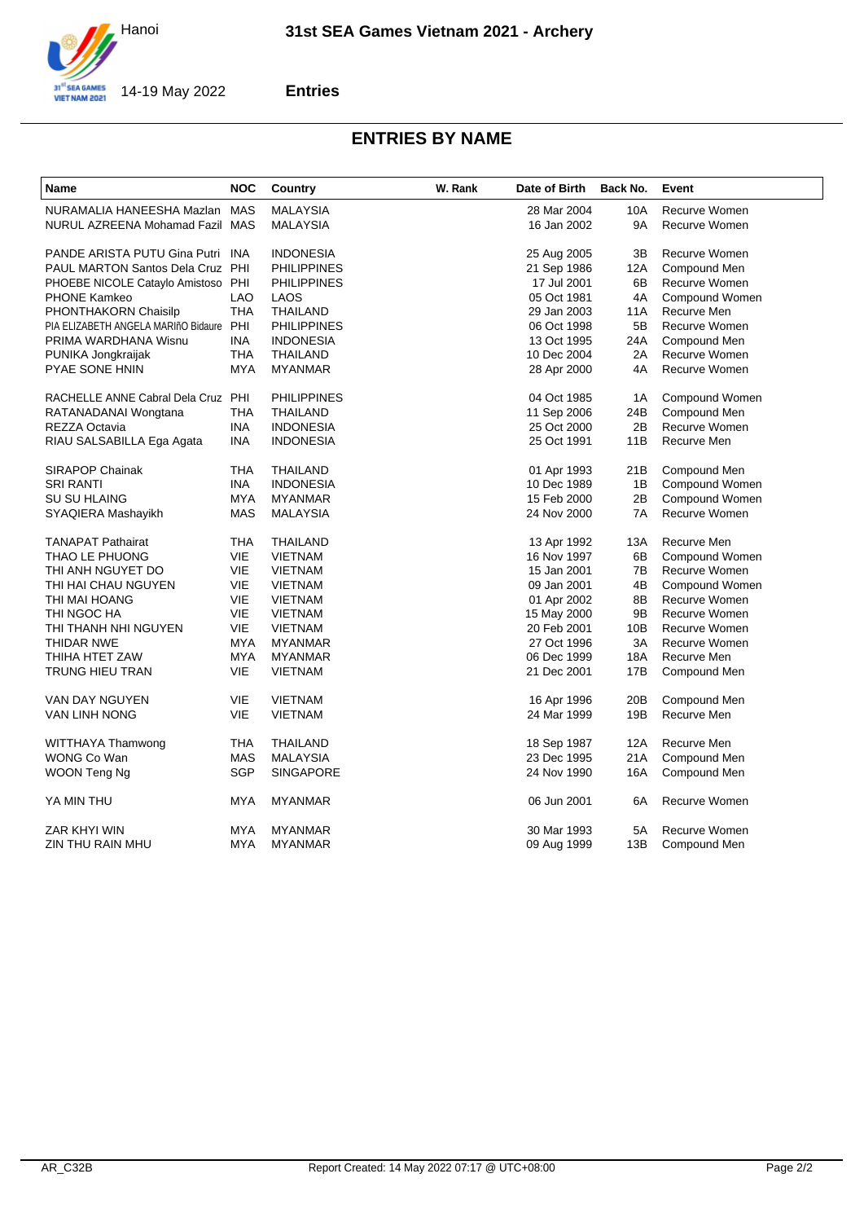# 31st SEA Games Vietnam 2021 - Archery

Hanoi

14-19 May 2022

**Entries**

## ENTRIES BY NAME

| Name | NOC | Country | W. Rank | Date of Birth | Back No. | Event |
|---|---|---|---|---|---|---|
| NURAMALIA HANEESHA Mazlan | MAS | MALAYSIA | | 28 Mar 2004 | 10A | Recurve Women |
| NURUL AZREENA Mohamad Fazil | MAS | MALAYSIA | | 16 Jan 2002 | 9A | Recurve Women |
| PANDE ARISTA PUTU Gina Putri | INA | INDONESIA | | 25 Aug 2005 | 3B | Recurve Women |
| PAUL MARTON Santos Dela Cruz | PHI | PHILIPPINES | | 21 Sep 1986 | 12A | Compound Men |
| PHOEBE NICOLE Cataylo Amistoso | PHI | PHILIPPINES | | 17 Jul 2001 | 6B | Recurve Women |
| PHONE Kamkeo | LAO | LAOS | | 05 Oct 1981 | 4A | Compound Women |
| PHONTHAKORN Chaisilp | THA | THAILAND | | 29 Jan 2003 | 11A | Recurve Men |
| PIA ELIZABETH ANGELA MARIñO Bidaure | PHI | PHILIPPINES | | 06 Oct 1998 | 5B | Recurve Women |
| PRIMA WARDHANA Wisnu | INA | INDONESIA | | 13 Oct 1995 | 24A | Compound Men |
| PUNIKA Jongkraijak | THA | THAILAND | | 10 Dec 2004 | 2A | Recurve Women |
| PYAE SONE HNIN | MYA | MYANMAR | | 28 Apr 2000 | 4A | Recurve Women |
| RACHELLE ANNE Cabral Dela Cruz | PHI | PHILIPPINES | | 04 Oct 1985 | 1A | Compound Women |
| RATANADANAI Wongtana | THA | THAILAND | | 11 Sep 2006 | 24B | Compound Men |
| REZZA Octavia | INA | INDONESIA | | 25 Oct 2000 | 2B | Recurve Women |
| RIAU SALSABILLA Ega Agata | INA | INDONESIA | | 25 Oct 1991 | 11B | Recurve Men |
| SIRAPOP Chainak | THA | THAILAND | | 01 Apr 1993 | 21B | Compound Men |
| SRI RANTI | INA | INDONESIA | | 10 Dec 1989 | 1B | Compound Women |
| SU SU HLAING | MYA | MYANMAR | | 15 Feb 2000 | 2B | Compound Women |
| SYAQIERA Mashayikh | MAS | MALAYSIA | | 24 Nov 2000 | 7A | Recurve Women |
| TANAPAT Pathairat | THA | THAILAND | | 13 Apr 1992 | 13A | Recurve Men |
| THAO LE PHUONG | VIE | VIETNAM | | 16 Nov 1997 | 6B | Compound Women |
| THI ANH NGUYET DO | VIE | VIETNAM | | 15 Jan 2001 | 7B | Recurve Women |
| THI HAI CHAU NGUYEN | VIE | VIETNAM | | 09 Jan 2001 | 4B | Compound Women |
| THI MAI HOANG | VIE | VIETNAM | | 01 Apr 2002 | 8B | Recurve Women |
| THI NGOC HA | VIE | VIETNAM | | 15 May 2000 | 9B | Recurve Women |
| THI THANH NHI NGUYEN | VIE | VIETNAM | | 20 Feb 2001 | 10B | Recurve Women |
| THIDAR NWE | MYA | MYANMAR | | 27 Oct 1996 | 3A | Recurve Women |
| THIHA HTET ZAW | MYA | MYANMAR | | 06 Dec 1999 | 18A | Recurve Men |
| TRUNG HIEU TRAN | VIE | VIETNAM | | 21 Dec 2001 | 17B | Compound Men |
| VAN DAY NGUYEN | VIE | VIETNAM | | 16 Apr 1996 | 20B | Compound Men |
| VAN LINH NONG | VIE | VIETNAM | | 24 Mar 1999 | 19B | Recurve Men |
| WITTHAYA Thamwong | THA | THAILAND | | 18 Sep 1987 | 12A | Recurve Men |
| WONG Co Wan | MAS | MALAYSIA | | 23 Dec 1995 | 21A | Compound Men |
| WOON Teng Ng | SGP | SINGAPORE | | 24 Nov 1990 | 16A | Compound Men |
| YA MIN THU | MYA | MYANMAR | | 06 Jun 2001 | 6A | Recurve Women |
| ZAR KHYI WIN | MYA | MYANMAR | | 30 Mar 1993 | 5A | Recurve Women |
| ZIN THU RAIN MHU | MYA | MYANMAR | | 09 Aug 1999 | 13B | Compound Men |

AR_C32B

Report Created: 14 May 2022 07:17 @ UTC+08:00